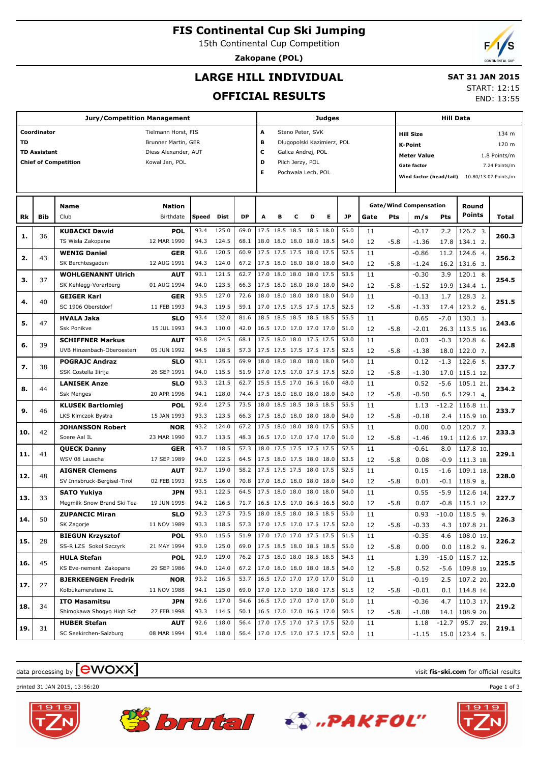# FIS Continental Cup Ski Jumping

15th Continental Cup Competition

**Zakopane (POL)**

## LARGE HILL INDIVIDUAL

## OFFICIAL RESULTS

**SAT 31 JAN 2015**

START: 12:15

END: 13:55

| Jury/Competition Management | | Judges | | Hill Data | |
|---|---|---|---|---|---|
| **Coordinator** | Tielmann Horst, FIS | A | Stano Peter, SVK | **Hill Size** | 134 m |
| **TD** | Brunner Martin, GER | B | Dlugopolski Kazimierz, POL | **K-Point** | 120 m |
| **TD Assistant** | Diess Alexander, AUT | C | Galica Andrej, POL | **Meter Value** | 1.8 Points/m |
| **Chief of Competition** | Kowal Jan, POL | D | Pilch Jerzy, POL | **Gate factor** | 7.24 Points/m |
| | | E | Pochwala Lech, POL | **Wind factor (head/tail)** | 10.80/13.07 Points/m |

| Rk | Bib | Name / Club | Nation / Birthdate | Speed | Dist | DP | A | B | C | D | E | JP | Gate | Pts | m/s | Pts | Round Points | Total |
|---|---|---|---|---|---|---|---|---|---|---|---|---|---|---|---|---|---|---|
| 1. | 36 | **KUBACKI Dawid** | **POL** | 93.4 | 125.0 | 69.0 | 17.5 | 18.5 | 18.5 | 18.5 | 18.0 | 55.0 | 11 | | -0.17 | 2.2 | 126.2 3. | 260.3 |
| | | TS Wisla Zakopane | 12 MAR 1990 | 94.3 | 124.5 | 68.1 | 18.0 | 18.0 | 18.0 | 18.0 | 18.5 | 54.0 | 12 | -5.8 | -1.36 | 17.8 | 134.1 2. | |
| 2. | 43 | **WENIG Daniel** | **GER** | 93.6 | 120.5 | 60.9 | 17.5 | 17.5 | 17.5 | 18.0 | 17.5 | 52.5 | 11 | | -0.86 | 11.2 | 124.6 4. | 256.2 |
| | | SK Berchtesgaden | 12 AUG 1991 | 94.3 | 124.0 | 67.2 | 17.5 | 18.0 | 18.0 | 18.0 | 18.0 | 54.0 | 12 | -5.8 | -1.24 | 16.2 | 131.6 3. | |
| 3. | 37 | **WOHLGENANNT Ulrich** | **AUT** | 93.1 | 121.5 | 62.7 | 17.0 | 18.0 | 18.0 | 18.0 | 17.5 | 53.5 | 11 | | -0.30 | 3.9 | 120.1 8. | 254.5 |
| | | SK Kehlegg-Vorarlberg | 01 AUG 1994 | 94.0 | 123.5 | 66.3 | 17.5 | 18.0 | 18.0 | 18.0 | 18.0 | 54.0 | 12 | -5.8 | -1.52 | 19.9 | 134.4 1. | |
| 4. | 40 | **GEIGER Karl** | **GER** | 93.5 | 127.0 | 72.6 | 18.0 | 18.0 | 18.0 | 18.0 | 18.0 | 54.0 | 11 | | -0.13 | 1.7 | 128.3 2. | 251.5 |
| | | SC 1906 Oberstdorf | 11 FEB 1993 | 94.3 | 119.5 | 59.1 | 17.0 | 17.5 | 17.5 | 17.5 | 17.5 | 52.5 | 12 | -5.8 | -1.33 | 17.4 | 123.2 6. | |
| 5. | 47 | **HVALA Jaka** | **SLO** | 93.4 | 132.0 | 81.6 | 18.5 | 18.5 | 18.5 | 18.5 | 18.5 | 55.5 | 11 | | 0.65 | -7.0 | 130.1 1. | 243.6 |
| | | Ssk Ponikve | 15 JUL 1993 | 94.3 | 110.0 | 42.0 | 16.5 | 17.0 | 17.0 | 17.0 | 17.0 | 51.0 | 12 | -5.8 | -2.01 | 26.3 | 113.5 16. | |
| 6. | 39 | **SCHIFFNER Markus** | **AUT** | 93.8 | 124.5 | 68.1 | 17.5 | 18.0 | 18.0 | 17.5 | 17.5 | 53.0 | 11 | | 0.03 | -0.3 | 120.8 6. | 242.8 |
| | | UVB Hinzenbach-Oberoesterr | 05 JUN 1992 | 94.5 | 118.5 | 57.3 | 17.5 | 17.5 | 17.5 | 17.5 | 17.5 | 52.5 | 12 | -5.8 | -1.38 | 18.0 | 122.0 7. | |
| 7. | 38 | **POGRAJC Andraz** | **SLO** | 93.1 | 125.5 | 69.9 | 18.0 | 18.0 | 18.0 | 18.0 | 18.0 | 54.0 | 11 | | 0.12 | -1.3 | 122.6 5. | 237.7 |
| | | SSK Costella Ilirija | 26 SEP 1991 | 94.0 | 115.5 | 51.9 | 17.0 | 17.5 | 17.0 | 17.5 | 17.5 | 52.0 | 12 | -5.8 | -1.30 | 17.0 | 115.1 12. | |
| 8. | 44 | **LANISEK Anze** | **SLO** | 93.3 | 121.5 | 62.7 | 15.5 | 15.5 | 17.0 | 16.5 | 16.0 | 48.0 | 11 | | 0.52 | -5.6 | 105.1 21. | 234.2 |
| | | Ssk Menges | 20 APR 1996 | 94.1 | 128.0 | 74.4 | 17.5 | 18.0 | 18.0 | 18.0 | 18.0 | 54.0 | 12 | -5.8 | -0.50 | 6.5 | 129.1 4. | |
| 9. | 46 | **KLUSEK Bartlomiej** | **POL** | 92.4 | 127.5 | 73.5 | 18.0 | 18.5 | 18.5 | 18.5 | 18.5 | 55.5 | 11 | | 1.13 | -12.2 | 116.8 11. | 233.7 |
| | | LKS Klmczok Bystra | 15 JAN 1993 | 93.3 | 123.5 | 66.3 | 17.5 | 18.0 | 18.0 | 18.0 | 18.0 | 54.0 | 12 | -5.8 | -0.18 | 2.4 | 116.9 10. | |
| 10. | 42 | **JOHANSSON Robert** | **NOR** | 93.2 | 124.0 | 67.2 | 17.5 | 18.0 | 18.0 | 18.0 | 17.5 | 53.5 | 11 | | 0.00 | 0.0 | 120.7 7. | 233.3 |
| | | Soere Aal IL | 23 MAR 1990 | 93.7 | 113.5 | 48.3 | 16.5 | 17.0 | 17.0 | 17.0 | 17.0 | 51.0 | 12 | -5.8 | -1.46 | 19.1 | 112.6 17. | |
| 11. | 41 | **QUECK Danny** | **GER** | 93.7 | 118.5 | 57.3 | 18.0 | 17.5 | 17.5 | 17.5 | 17.5 | 52.5 | 11 | | -0.61 | 8.0 | 117.8 10. | 229.1 |
| | | WSV 08 Lauscha | 17 SEP 1989 | 94.0 | 122.5 | 64.5 | 17.5 | 18.0 | 17.5 | 18.0 | 18.0 | 53.5 | 12 | -5.8 | 0.08 | -0.9 | 111.3 18. | |
| 12. | 48 | **AIGNER Clemens** | **AUT** | 92.7 | 119.0 | 58.2 | 17.5 | 17.5 | 17.5 | 18.0 | 17.5 | 52.5 | 11 | | 0.15 | -1.6 | 109.1 18. | 228.0 |
| | | SV Innsbruck-Bergisel-Tirol | 02 FEB 1993 | 93.5 | 126.0 | 70.8 | 17.0 | 18.0 | 18.0 | 18.0 | 18.0 | 54.0 | 12 | -5.8 | 0.01 | -0.1 | 118.9 8. | |
| 13. | 33 | **SATO Yukiya** | **JPN** | 93.1 | 122.5 | 64.5 | 17.5 | 18.0 | 18.0 | 18.0 | 18.0 | 54.0 | 11 | | 0.55 | -5.9 | 112.6 14. | 227.7 |
| | | Megmilk Snow Brand Ski Tea | 19 JUN 1995 | 94.2 | 126.5 | 71.7 | 16.5 | 17.5 | 17.0 | 16.5 | 16.5 | 50.0 | 12 | -5.8 | 0.07 | -0.8 | 115.1 12. | |
| 14. | 50 | **ZUPANCIC Miran** | **SLO** | 92.3 | 127.5 | 73.5 | 18.0 | 18.5 | 18.0 | 18.5 | 18.5 | 55.0 | 11 | | 0.93 | -10.0 | 118.5 9. | 226.3 |
| | | SK Zagorje | 11 NOV 1989 | 93.3 | 118.5 | 57.3 | 17.0 | 17.5 | 17.0 | 17.5 | 17.5 | 52.0 | 12 | -5.8 | -0.33 | 4.3 | 107.8 21. | |
| 15. | 28 | **BIEGUN Krzysztof** | **POL** | 93.0 | 115.5 | 51.9 | 17.0 | 17.0 | 17.0 | 17.5 | 17.5 | 51.5 | 11 | | -0.35 | 4.6 | 108.0 19. | 226.2 |
| | | SS-R LZS Sokol Szczyrk | 21 MAY 1994 | 93.9 | 125.0 | 69.0 | 17.5 | 18.5 | 18.0 | 18.5 | 18.5 | 55.0 | 12 | -5.8 | 0.00 | 0.0 | 118.2 9. | |
| 16. | 45 | **HULA Stefan** | **POL** | 92.9 | 129.0 | 76.2 | 17.5 | 18.0 | 18.0 | 18.5 | 18.5 | 54.5 | 11 | | 1.39 | -15.0 | 115.7 12. | 225.5 |
| | | KS Eve-nement Zakopane | 29 SEP 1986 | 94.0 | 124.0 | 67.2 | 17.0 | 18.0 | 18.0 | 18.0 | 18.5 | 54.0 | 12 | -5.8 | 0.52 | -5.6 | 109.8 19. | |
| 17. | 27 | **BJERKEENGEN Fredrik** | **NOR** | 93.2 | 116.5 | 53.7 | 16.5 | 17.0 | 17.0 | 17.0 | 17.0 | 51.0 | 11 | | -0.19 | 2.5 | 107.2 20. | 222.0 |
| | | Kolbukameratene IL | 11 NOV 1988 | 94.1 | 125.0 | 69.0 | 17.0 | 17.0 | 17.0 | 18.0 | 17.5 | 51.5 | 12 | -5.8 | -0.01 | 0.1 | 114.8 14. | |
| 18. | 34 | **ITO Masamitsu** | **JPN** | 92.6 | 117.0 | 54.6 | 16.5 | 17.0 | 17.0 | 17.0 | 17.0 | 51.0 | 11 | | -0.36 | 4.7 | 110.3 17. | 219.2 |
| | | Shimokawa Shogyo High Sch | 27 FEB 1998 | 93.3 | 114.5 | 50.1 | 16.5 | 17.0 | 17.0 | 16.5 | 17.0 | 50.5 | 12 | -5.8 | -1.08 | 14.1 | 108.9 20. | |
| 19. | 31 | **HUBER Stefan** | **AUT** | 92.6 | 118.0 | 56.4 | 17.0 | 17.5 | 17.0 | 17.5 | 17.5 | 52.0 | 11 | | 1.18 | -12.7 | 95.7 29. | 219.1 |
| | | SC Seekirchen-Salzburg | 08 MAR 1994 | 93.4 | 118.0 | 56.4 | 17.0 | 17.5 | 17.0 | 17.5 | 17.5 | 52.0 | 11 | | -1.15 | 15.0 | 123.4 5. | |

data processing by ewoxx — visit fis-ski.com for official results

printed 31 JAN 2015, 13:56:20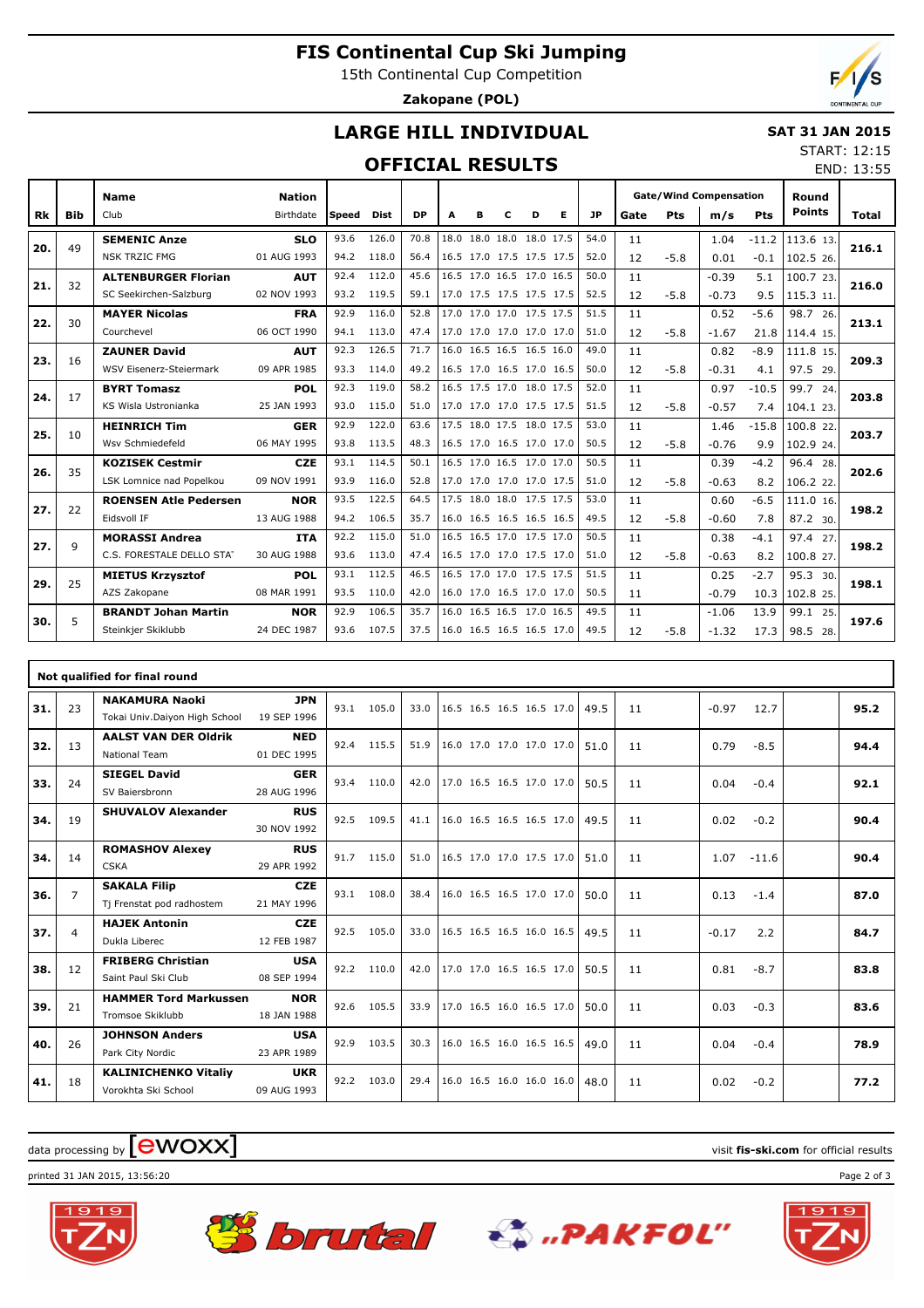# FIS Continental Cup Ski Jumping

15th Continental Cup Competition

**Zakopane (POL)**

## LARGE HILL INDIVIDUAL

**SAT 31 JAN 2015**

START: 12:15
END: 13:55

## OFFICIAL RESULTS

| Rk | Bib | Name / Club | Nation / Birthdate | Speed | Dist | DP | A | B | C | D | E | JP | Gate | Pts | m/s | Pts | Round Points | Total |
|---|---|---|---|---|---|---|---|---|---|---|---|---|---|---|---|---|---|---|
| 20. | 49 | **SEMENIC Anze** | **SLO** | 93.6 | 126.0 | 70.8 | 18.0 | 18.0 | 18.0 | 18.0 | 17.5 | 54.0 | 11 | | 1.04 | -11.2 | 113.6 13. | **216.1** |
| | | NSK TRZIC FMG | 01 AUG 1993 | 94.2 | 118.0 | 56.4 | 16.5 | 17.0 | 17.5 | 17.5 | 17.5 | 52.0 | 12 | -5.8 | 0.01 | -0.1 | 102.5 26. | |
| 21. | 32 | **ALTENBURGER Florian** | **AUT** | 92.4 | 112.0 | 45.6 | 16.5 | 17.0 | 16.5 | 17.0 | 16.5 | 50.0 | 11 | | -0.39 | 5.1 | 100.7 23. | **216.0** |
| | | SC Seekirchen-Salzburg | 02 NOV 1993 | 93.2 | 119.5 | 59.1 | 17.0 | 17.5 | 17.5 | 17.5 | 17.5 | 52.5 | 12 | -5.8 | -0.73 | 9.5 | 115.3 11. | |
| 22. | 30 | **MAYER Nicolas** | **FRA** | 92.9 | 116.0 | 52.8 | 17.0 | 17.0 | 17.0 | 17.5 | 17.5 | 51.5 | 11 | | 0.52 | -5.6 | 98.7 26. | **213.1** |
| | | Courchevel | 06 OCT 1990 | 94.1 | 113.0 | 47.4 | 17.0 | 17.0 | 17.0 | 17.0 | 17.0 | 51.0 | 12 | -5.8 | -1.67 | 21.8 | 114.4 15. | |
| 23. | 16 | **ZAUNER David** | **AUT** | 92.3 | 126.5 | 71.7 | 16.0 | 16.5 | 16.5 | 16.5 | 16.0 | 49.0 | 11 | | 0.82 | -8.9 | 111.8 15. | **209.3** |
| | | WSV Eisenerz-Steiermark | 09 APR 1985 | 93.3 | 114.0 | 49.2 | 16.5 | 17.0 | 16.5 | 17.0 | 16.5 | 50.0 | 12 | -5.8 | -0.31 | 4.1 | 97.5 29. | |
| 24. | 17 | **BYRT Tomasz** | **POL** | 92.3 | 119.0 | 58.2 | 16.5 | 17.5 | 17.0 | 18.0 | 17.5 | 52.0 | 11 | | 0.97 | -10.5 | 99.7 24. | **203.8** |
| | | KS Wisla Ustronianka | 25 JAN 1993 | 93.0 | 115.0 | 51.0 | 17.0 | 17.0 | 17.0 | 17.5 | 17.5 | 51.5 | 12 | -5.8 | -0.57 | 7.4 | 104.1 23. | |
| 25. | 10 | **HEINRICH Tim** | **GER** | 92.9 | 122.0 | 63.6 | 17.5 | 18.0 | 17.5 | 18.0 | 17.5 | 53.0 | 11 | | 1.46 | -15.8 | 100.8 22. | **203.7** |
| | | Wsv Schmiedefeld | 06 MAY 1995 | 93.8 | 113.5 | 48.3 | 16.5 | 17.0 | 16.5 | 17.0 | 17.0 | 50.5 | 12 | -5.8 | -0.76 | 9.9 | 102.9 24. | |
| 26. | 35 | **KOZISEK Cestmir** | **CZE** | 93.1 | 114.5 | 50.1 | 16.5 | 17.0 | 16.5 | 17.0 | 17.0 | 50.5 | 11 | | 0.39 | -4.2 | 96.4 28. | **202.6** |
| | | LSK Lomnice nad Popelkou | 09 NOV 1991 | 93.9 | 116.0 | 52.8 | 17.0 | 17.0 | 17.0 | 17.0 | 17.5 | 51.0 | 12 | -5.8 | -0.63 | 8.2 | 106.2 22. | |
| 27. | 22 | **ROENSEN Atle Pedersen** | **NOR** | 93.5 | 122.5 | 64.5 | 17.5 | 18.0 | 18.0 | 17.5 | 17.5 | 53.0 | 11 | | 0.60 | -6.5 | 111.0 16. | **198.2** |
| | | Eidsvoll IF | 13 AUG 1988 | 94.2 | 106.5 | 35.7 | 16.0 | 16.5 | 16.5 | 16.5 | 16.5 | 49.5 | 12 | -5.8 | -0.60 | 7.8 | 87.2 30. | |
| 27. | 9 | **MORASSI Andrea** | **ITA** | 92.2 | 115.0 | 51.0 | 16.5 | 16.5 | 17.0 | 17.5 | 17.0 | 50.5 | 11 | | 0.38 | -4.1 | 97.4 27. | **198.2** |
| | | C.S. FORESTALE DELLO STAT | 30 AUG 1988 | 93.6 | 113.0 | 47.4 | 16.5 | 17.0 | 17.0 | 17.5 | 17.0 | 51.0 | 12 | -5.8 | -0.63 | 8.2 | 100.8 27. | |
| 29. | 25 | **MIETUS Krzysztof** | **POL** | 93.1 | 112.5 | 46.5 | 16.5 | 17.0 | 17.0 | 17.5 | 17.5 | 51.5 | 11 | | 0.25 | -2.7 | 95.3 30. | **198.1** |
| | | AZS Zakopane | 08 MAR 1991 | 93.5 | 110.0 | 42.0 | 16.0 | 17.0 | 16.5 | 17.0 | 17.0 | 50.5 | 11 | | -0.79 | 10.3 | 102.8 25. | |
| 30. | 5 | **BRANDT Johan Martin** | **NOR** | 92.9 | 106.5 | 35.7 | 16.0 | 16.5 | 16.5 | 17.0 | 16.5 | 49.5 | 11 | | -1.06 | 13.9 | 99.1 25. | **197.6** |
| | | Steinkjer Skiklubb | 24 DEC 1987 | 93.6 | 107.5 | 37.5 | 16.0 | 16.5 | 16.5 | 16.5 | 17.0 | 49.5 | 12 | -5.8 | -1.32 | 17.3 | 98.5 28. | |

### Not qualified for final round

| Rk | Bib | Name / Club | Nation / Birthdate | Speed | Dist | DP | A | B | C | D | E | JP | Gate | Pts | m/s | Pts | Round Points | Total |
|---|---|---|---|---|---|---|---|---|---|---|---|---|---|---|---|---|---|---|
| 31. | 23 | **NAKAMURA Naoki** / Tokai Univ.Daiyon High School | **JPN** / 19 SEP 1996 | 93.1 | 105.0 | 33.0 | 16.5 | 16.5 | 16.5 | 16.5 | 17.0 | 49.5 | 11 | | -0.97 | 12.7 | | **95.2** |
| 32. | 13 | **AALST VAN DER Oldrik** / National Team | **NED** / 01 DEC 1995 | 92.4 | 115.5 | 51.9 | 16.0 | 17.0 | 17.0 | 17.0 | 17.0 | 51.0 | 11 | | 0.79 | -8.5 | | **94.4** |
| 33. | 24 | **SIEGEL David** / SV Baiersbronn | **GER** / 28 AUG 1996 | 93.4 | 110.0 | 42.0 | 17.0 | 16.5 | 16.5 | 17.0 | 17.0 | 50.5 | 11 | | 0.04 | -0.4 | | **92.1** |
| 34. | 19 | **SHUVALOV Alexander** | **RUS** / 30 NOV 1992 | 92.5 | 109.5 | 41.1 | 16.0 | 16.5 | 16.5 | 16.5 | 17.0 | 49.5 | 11 | | 0.02 | -0.2 | | **90.4** |
| 34. | 14 | **ROMASHOV Alexey** / CSKA | **RUS** / 29 APR 1992 | 91.7 | 115.0 | 51.0 | 16.5 | 17.0 | 17.0 | 17.5 | 17.0 | 51.0 | 11 | | 1.07 | -11.6 | | **90.4** |
| 36. | 7 | **SAKALA Filip** / Tj Frenstat pod radhostem | **CZE** / 21 MAY 1996 | 93.1 | 108.0 | 38.4 | 16.0 | 16.5 | 16.5 | 17.0 | 17.0 | 50.0 | 11 | | 0.13 | -1.4 | | **87.0** |
| 37. | 4 | **HAJEK Antonin** / Dukla Liberec | **CZE** / 12 FEB 1987 | 92.5 | 105.0 | 33.0 | 16.5 | 16.5 | 16.5 | 16.0 | 16.5 | 49.5 | 11 | | -0.17 | 2.2 | | **84.7** |
| 38. | 12 | **FRIBERG Christian** / Saint Paul Ski Club | **USA** / 08 SEP 1994 | 92.2 | 110.0 | 42.0 | 17.0 | 17.0 | 16.5 | 16.5 | 17.0 | 50.5 | 11 | | 0.81 | -8.7 | | **83.8** |
| 39. | 21 | **HAMMER Tord Markussen** / Tromsoe Skiklubb | **NOR** / 18 JAN 1988 | 92.6 | 105.5 | 33.9 | 17.0 | 16.5 | 16.0 | 16.5 | 17.0 | 50.0 | 11 | | 0.03 | -0.3 | | **83.6** |
| 40. | 26 | **JOHNSON Anders** / Park City Nordic | **USA** / 23 APR 1989 | 92.9 | 103.5 | 30.3 | 16.0 | 16.5 | 16.0 | 16.5 | 16.5 | 49.0 | 11 | | 0.04 | -0.4 | | **78.9** |
| 41. | 18 | **KALINICHENKO Vitaliy** / Vorokhta Ski School | **UKR** / 09 AUG 1993 | 92.2 | 103.0 | 29.4 | 16.0 | 16.5 | 16.0 | 16.0 | 16.0 | 48.0 | 11 | | 0.02 | -0.2 | | **77.2** |

data processing by ewoxx — visit **fis-ski.com** for official results

printed 31 JAN 2015, 13:56:20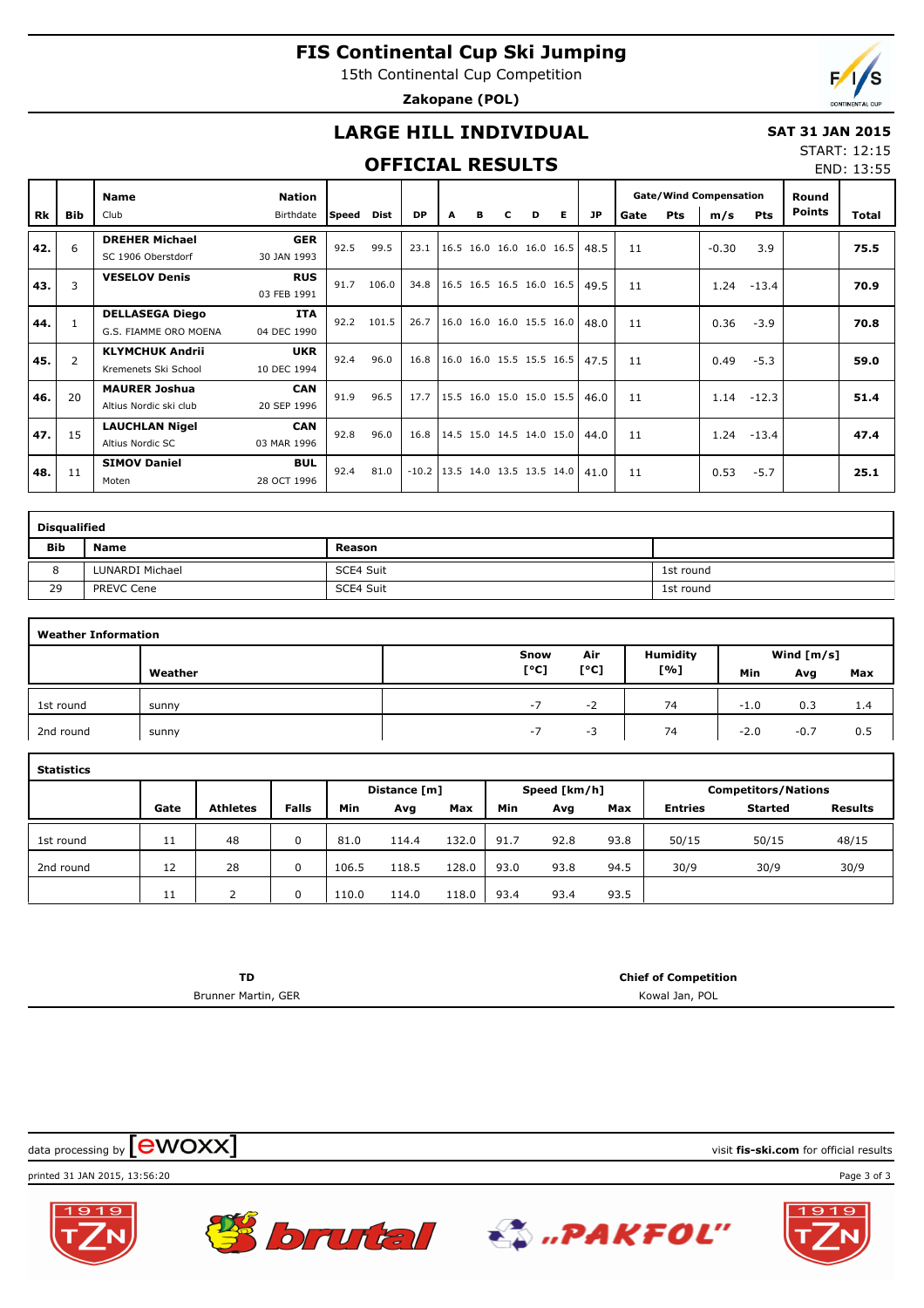# FIS Continental Cup Ski Jumping

15th Continental Cup Competition

**Zakopane (POL)**

## LARGE HILL INDIVIDUAL

## OFFICIAL RESULTS

**SAT 31 JAN 2015**

START: 12:15

END: 13:55

| Rk | Bib | Name / Club | Nation / Birthdate | Speed | Dist | DP | A | B | C | D | E | JP | Gate | Pts | m/s | Pts | Round Points | Total |
|---|---|---|---|---|---|---|---|---|---|---|---|---|---|---|---|---|---|---|
| 42. | 6 | **DREHER Michael** SC 1906 Oberstdorf | **GER** 30 JAN 1993 | 92.5 | 99.5 | 23.1 | 16.5 | 16.0 | 16.0 | 16.0 | 16.5 | 48.5 | 11 | | -0.30 | 3.9 | | **75.5** |
| 43. | 3 | **VESELOV Denis** | **RUS** 03 FEB 1991 | 91.7 | 106.0 | 34.8 | 16.5 | 16.5 | 16.5 | 16.0 | 16.5 | 49.5 | 11 | | 1.24 | -13.4 | | **70.9** |
| 44. | 1 | **DELLASEGA Diego** G.S. FIAMME ORO MOENA | **ITA** 04 DEC 1990 | 92.2 | 101.5 | 26.7 | 16.0 | 16.0 | 16.0 | 15.5 | 16.0 | 48.0 | 11 | | 0.36 | -3.9 | | **70.8** |
| 45. | 2 | **KLYMCHUK Andrii** Kremenets Ski School | **UKR** 10 DEC 1994 | 92.4 | 96.0 | 16.8 | 16.0 | 16.0 | 15.5 | 15.5 | 16.5 | 47.5 | 11 | | 0.49 | -5.3 | | **59.0** |
| 46. | 20 | **MAURER Joshua** Altius Nordic ski club | **CAN** 20 SEP 1996 | 91.9 | 96.5 | 17.7 | 15.5 | 16.0 | 15.0 | 15.0 | 15.5 | 46.0 | 11 | | 1.14 | -12.3 | | **51.4** |
| 47. | 15 | **LAUCHLAN Nigel** Altius Nordic SC | **CAN** 03 MAR 1996 | 92.8 | 96.0 | 16.8 | 14.5 | 15.0 | 14.5 | 14.0 | 15.0 | 44.0 | 11 | | 1.24 | -13.4 | | **47.4** |
| 48. | 11 | **SIMOV Daniel** Moten | **BUL** 28 OCT 1996 | 92.4 | 81.0 | -10.2 | 13.5 | 14.0 | 13.5 | 13.5 | 14.0 | 41.0 | 11 | | 0.53 | -5.7 | | **25.1** |

### Disqualified

| Bib | Name | Reason | |
|---|---|---|---|
| 8 | LUNARDI Michael | SCE4 Suit | 1st round |
| 29 | PREVC Cene | SCE4 Suit | 1st round |

### Weather Information

| | Weather | Snow [°C] | Air [°C] | Humidity [%] | Wind [m/s] Min | Avg | Max |
|---|---|---|---|---|---|---|---|
| 1st round | sunny | -7 | -2 | 74 | -1.0 | 0.3 | 1.4 |
| 2nd round | sunny | -7 | -3 | 74 | -2.0 | -0.7 | 0.5 |

### Statistics

| | Gate | Athletes | Falls | Distance [m] Min | Avg | Max | Speed [km/h] Min | Avg | Max | Competitors/Nations Entries | Started | Results |
|---|---|---|---|---|---|---|---|---|---|---|---|---|
| 1st round | 11 | 48 | 0 | 81.0 | 114.4 | 132.0 | 91.7 | 92.8 | 93.8 | 50/15 | 50/15 | 48/15 |
| 2nd round | 12 | 28 | 0 | 106.5 | 118.5 | 128.0 | 93.0 | 93.8 | 94.5 | 30/9 | 30/9 | 30/9 |
| | 11 | 2 | 0 | 110.0 | 114.0 | 118.0 | 93.4 | 93.4 | 93.5 | | | |

**TD**
Brunner Martin, GER

**Chief of Competition**
Kowal Jan, POL

data processing by ewoxx — visit fis-ski.com for official results

printed 31 JAN 2015, 13:56:20